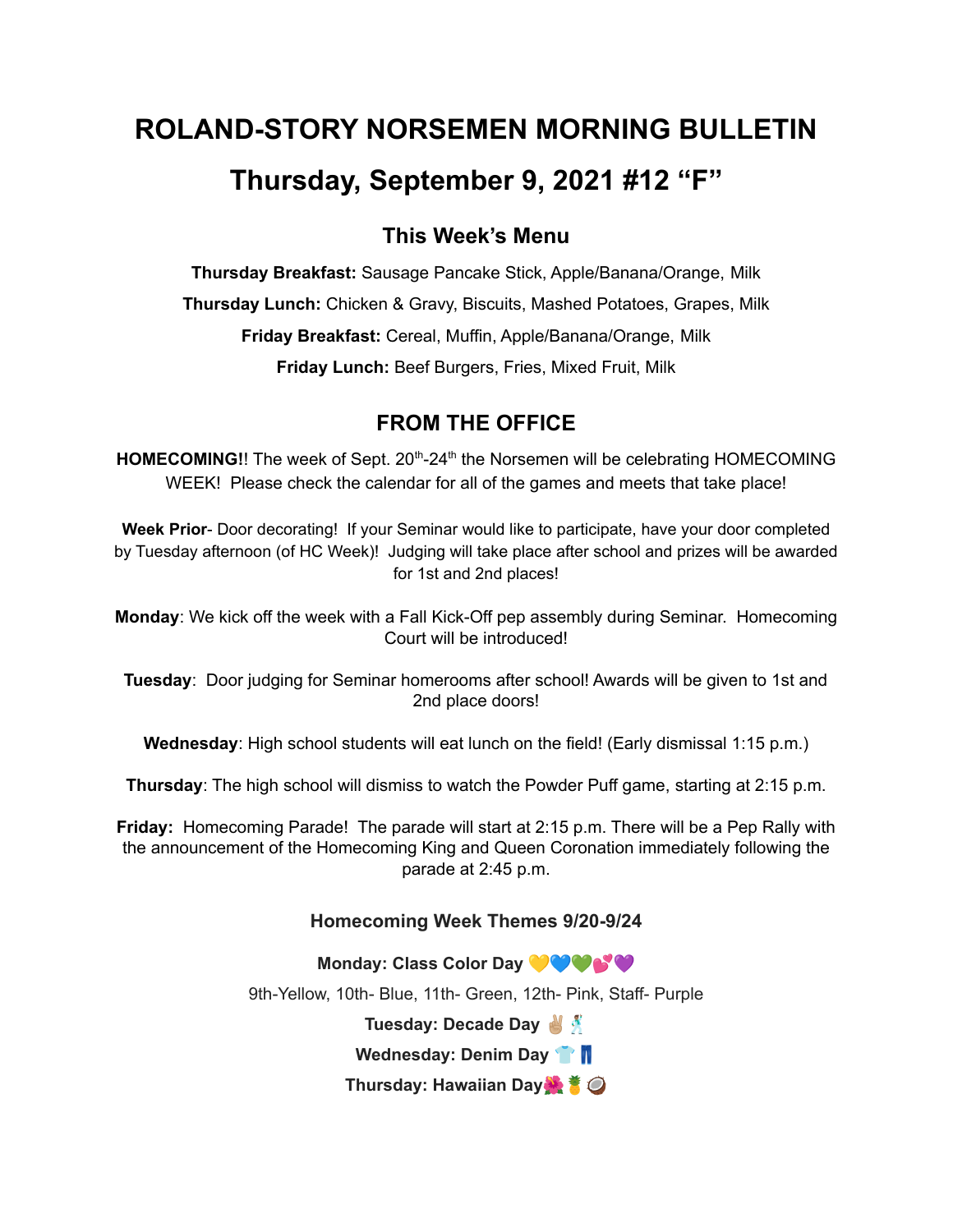# ROLAND-STORY NORSEMEN MORNING BULLETIN

# Thursday, September 9, 2021 #12 "F"

## This Week's Menu

**Thursday Breakfast:** Sausage Pancake Stick, Apple/Banana/Orange, Milk

**Thursday Lunch:** Chicken & Gravy, Biscuits, Mashed Potatoes, Grapes, Milk

**Friday Breakfast:** Cereal, Muffin, Apple/Banana/Orange, Milk

**Friday Lunch:** Beef Burgers, Fries, Mixed Fruit, Milk

## FROM THE OFFICE

**HOMECOMING!**! The week of Sept. 20th-24th the Norsemen will be celebrating HOMECOMING WEEK! Please check the calendar for all of the games and meets that take place!

**Week Prior**- Door decorating! If your Seminar would like to participate, have your door completed by Tuesday afternoon (of HC Week)! Judging will take place after school and prizes will be awarded for 1st and 2nd places!

**Monday**: We kick off the week with a Fall Kick-Off pep assembly during Seminar. Homecoming Court will be introduced!

**Tuesday**: Door judging for Seminar homerooms after school! Awards will be given to 1st and 2nd place doors!

**Wednesday**: High school students will eat lunch on the field! (Early dismissal 1:15 p.m.)

**Thursday**: The high school will dismiss to watch the Powder Puff game, starting at 2:15 p.m.

**Friday:** Homecoming Parade! The parade will start at 2:15 p.m. There will be a Pep Rally with the announcement of the Homecoming King and Queen Coronation immediately following the parade at 2:45 p.m.

### Homecoming Week Themes 9/20-9/24

**Monday: Class Color Day** 💛💙💚💕💜

9th-Yellow, 10th- Blue, 11th- Green, 12th- Pink, Staff- Purple

**Tuesday: Decade Day** ✌🏼🕺

**Wednesday: Denim Day** 👕👖

**Thursday: Hawaiian Day**🌺🍍🥥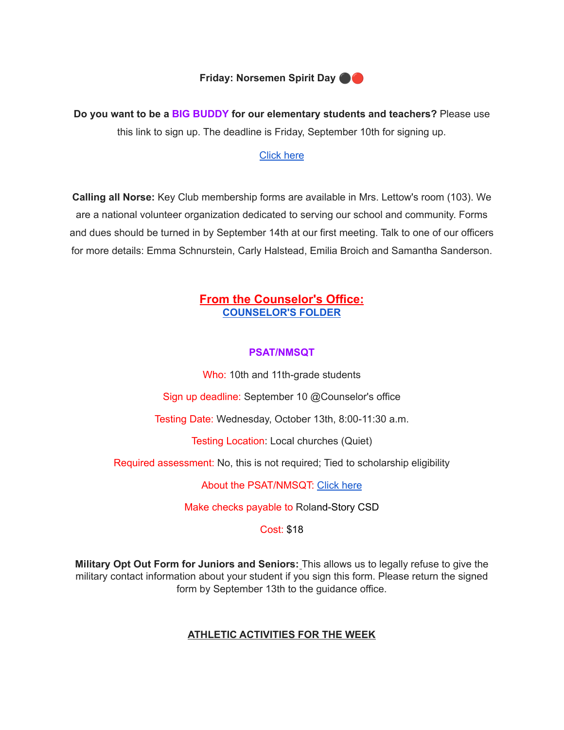**Friday: Norsemen Spirit Day** ⚫🔴

**Do you want to be a BIG BUDDY for our elementary students and teachers?** Please use this link to sign up. The deadline is Friday, September 10th for signing up.

[Click here]

**Calling all Norse:** Key Club membership forms are available in Mrs. Lettow's room (103). We are a national volunteer organization dedicated to serving our school and community. Forms and dues should be turned in by September 14th at our first meeting. Talk to one of our officers for more details: Emma Schnurstein, Carly Halstead, Emilia Broich and Samantha Sanderson.

## From the Counselor's Office:

**COUNSELOR'S FOLDER**

### PSAT/NMSQT

Who: 10th and 11th-grade students

Sign up deadline: September 10 @Counselor's office

Testing Date: Wednesday, October 13th, 8:00-11:30 a.m.

Testing Location: Local churches (Quiet)

Required assessment: No, this is not required; Tied to scholarship eligibility

About the PSAT/NMSQT: [Click here]

Make checks payable to Roland-Story CSD

Cost: $18

**Military Opt Out Form for Juniors and Seniors:** This allows us to legally refuse to give the military contact information about your student if you sign this form. Please return the signed form by September 13th to the guidance office.

## ATHLETIC ACTIVITIES FOR THE WEEK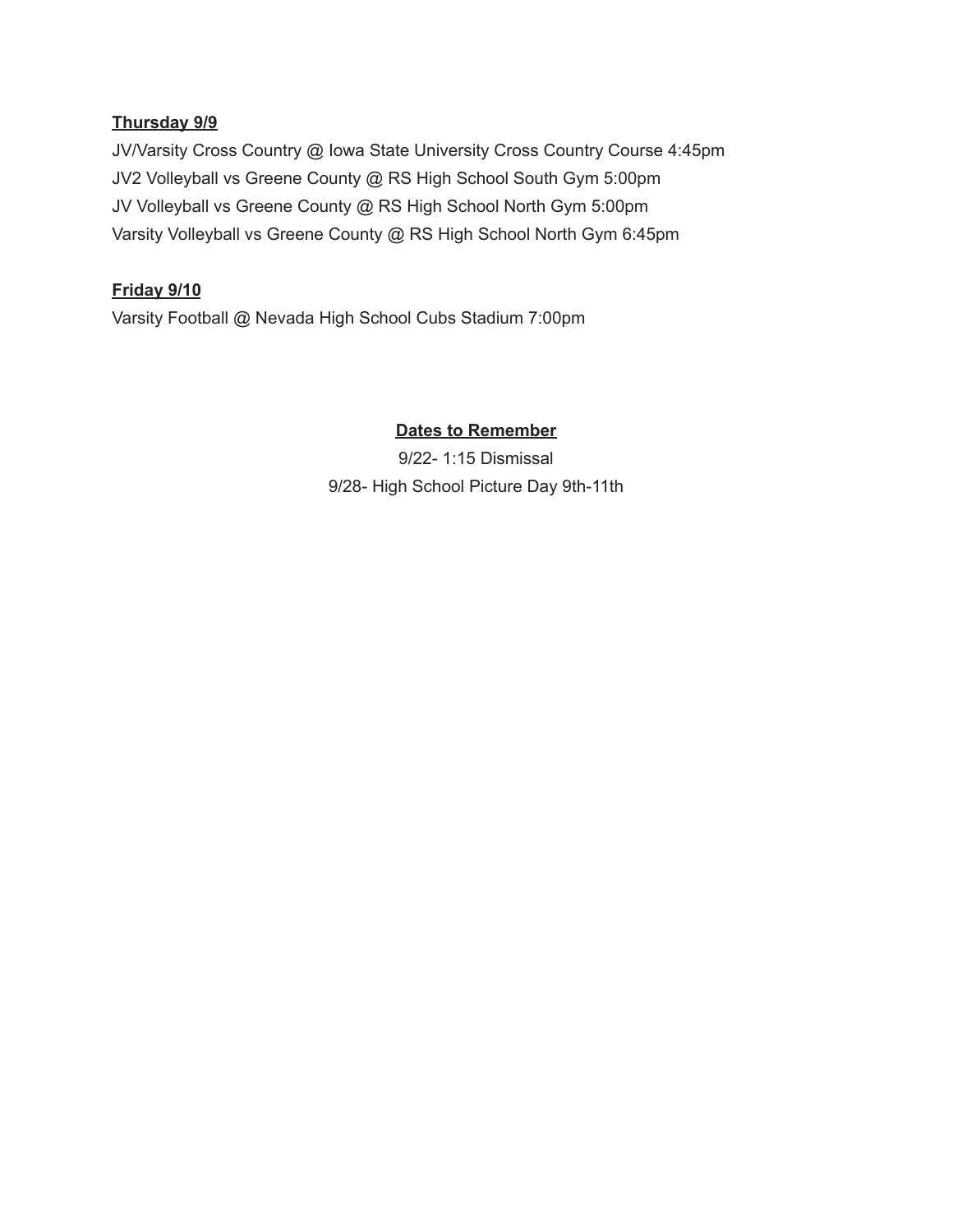**Thursday 9/9**

JV/Varsity Cross Country @ Iowa State University Cross Country Course 4:45pm
JV2 Volleyball vs Greene County @ RS High School South Gym 5:00pm
JV Volleyball vs Greene County @ RS High School North Gym 5:00pm
Varsity Volleyball vs Greene County @ RS High School North Gym 6:45pm

**Friday 9/10**

Varsity Football @ Nevada High School Cubs Stadium 7:00pm

**Dates to Remember**

9/22- 1:15 Dismissal
9/28- High School Picture Day 9th-11th